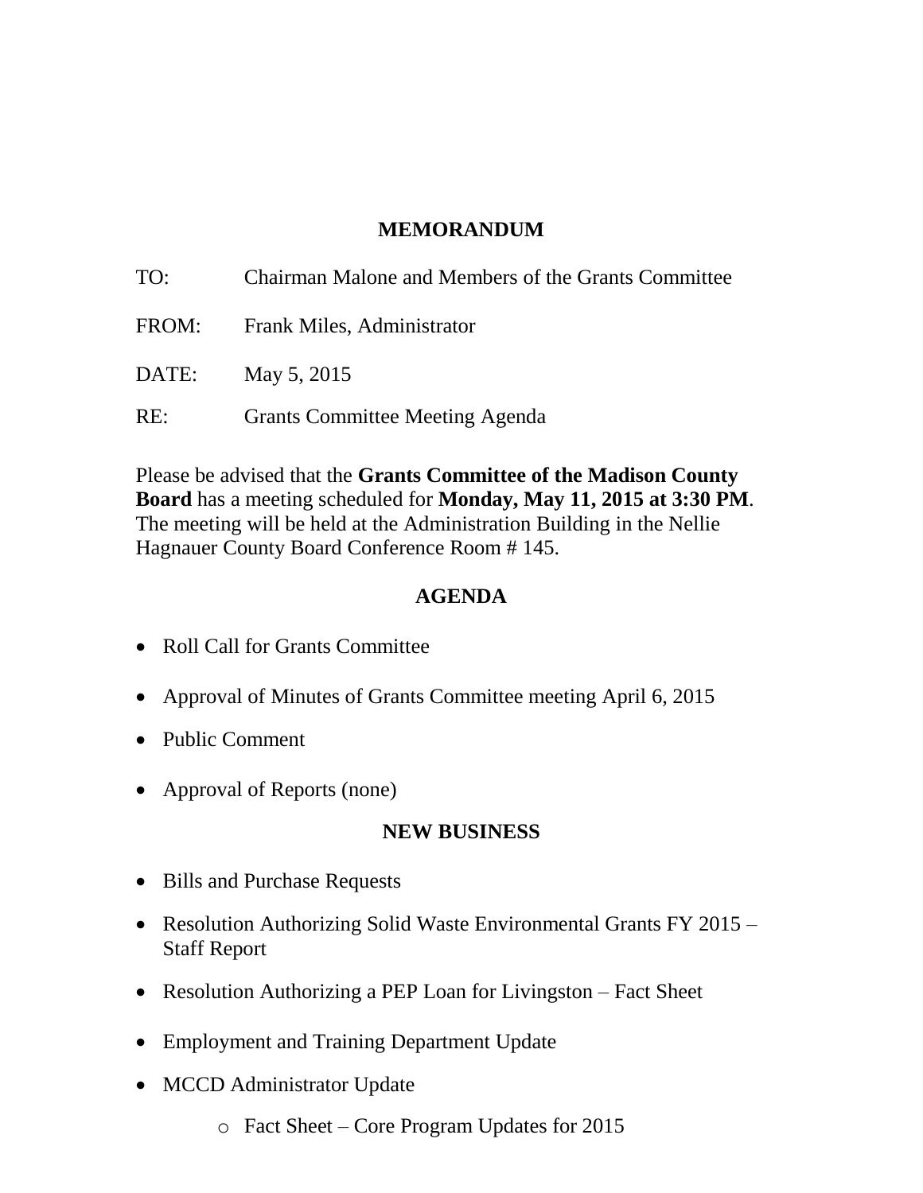# MEMORANDUM

TO: Chairman Malone and Members of the Grants Committee

FROM: Frank Miles, Administrator

DATE: May 5, 2015

RE: Grants Committee Meeting Agenda

Please be advised that the **Grants Committee of the Madison County Board** has a meeting scheduled for **Monday, May 11, 2015 at 3:30 PM**. The meeting will be held at the Administration Building in the Nellie Hagnauer County Board Conference Room # 145.

## AGENDA

- Roll Call for Grants Committee
- Approval of Minutes of Grants Committee meeting April 6, 2015
- Public Comment
- Approval of Reports (none)

## NEW BUSINESS

- Bills and Purchase Requests
- Resolution Authorizing Solid Waste Environmental Grants FY 2015 – Staff Report
- Resolution Authorizing a PEP Loan for Livingston – Fact Sheet
- Employment and Training Department Update
- MCCD Administrator Update
  - Fact Sheet – Core Program Updates for 2015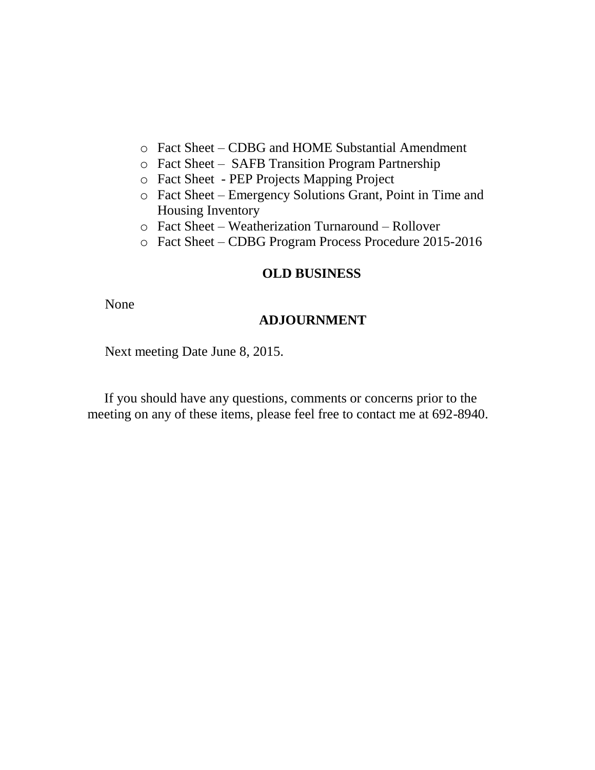- Fact Sheet – CDBG and HOME Substantial Amendment
- Fact Sheet – SAFB Transition Program Partnership
- Fact Sheet - PEP Projects Mapping Project
- Fact Sheet – Emergency Solutions Grant, Point in Time and Housing Inventory
- Fact Sheet – Weatherization Turnaround – Rollover
- Fact Sheet – CDBG Program Process Procedure 2015-2016

**OLD BUSINESS**

None

**ADJOURNMENT**

Next meeting Date June 8, 2015.

If you should have any questions, comments or concerns prior to the meeting on any of these items, please feel free to contact me at 692-8940.